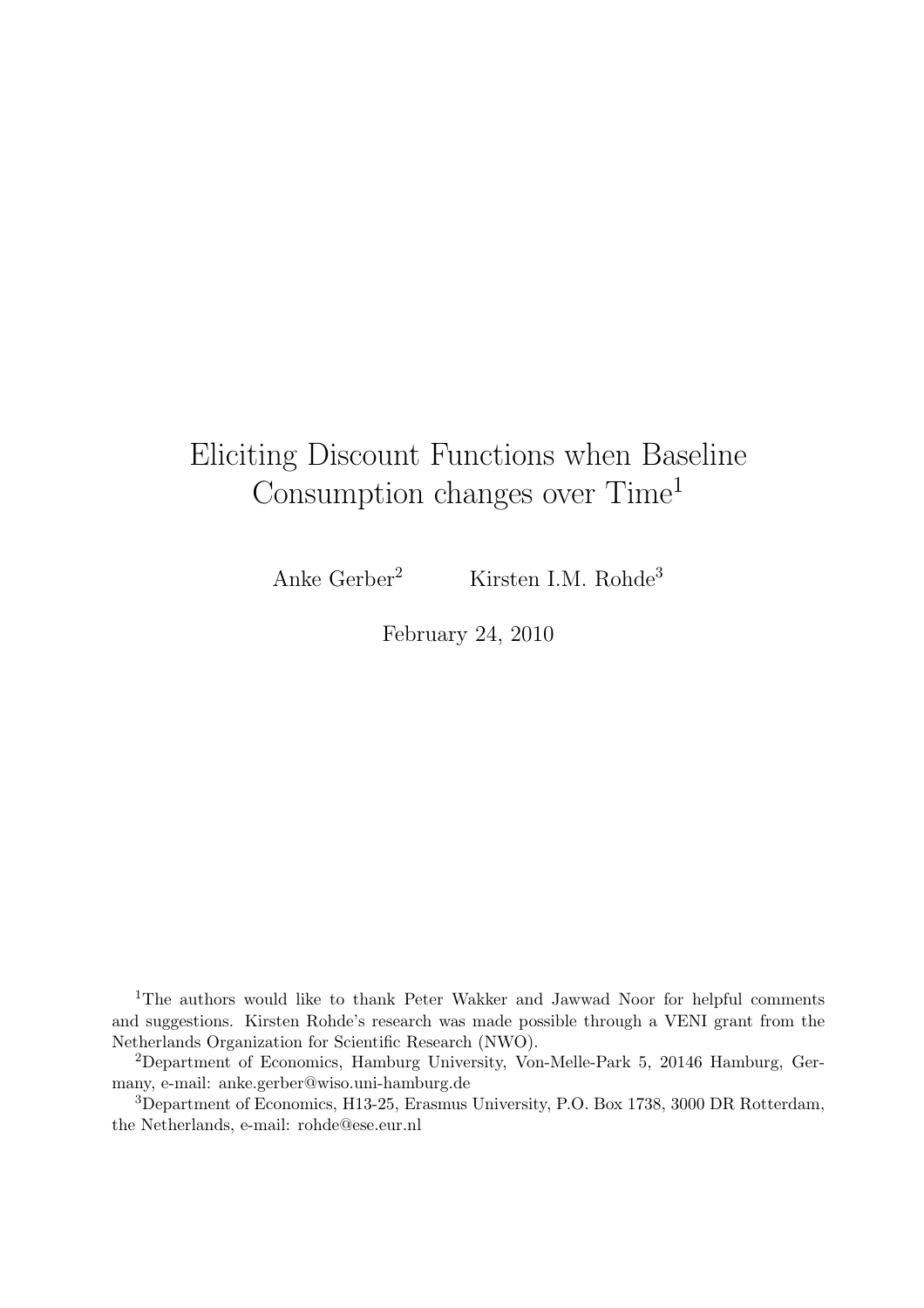# Eliciting Discount Functions when Baseline Consumption changes over Time[1]

Anke Gerber[2] Kirsten I.M. Rohde[3]

February 24, 2010

[1]The authors would like to thank Peter Wakker and Jawwad Noor for helpful comments and suggestions. Kirsten Rohde's research was made possible through a VENI grant from the Netherlands Organization for Scientific Research (NWO).

[2]Department of Economics, Hamburg University, Von-Melle-Park 5, 20146 Hamburg, Germany, e-mail: anke.gerber@wiso.uni-hamburg.de

[3]Department of Economics, H13-25, Erasmus University, P.O. Box 1738, 3000 DR Rotterdam, the Netherlands, e-mail: rohde@ese.eur.nl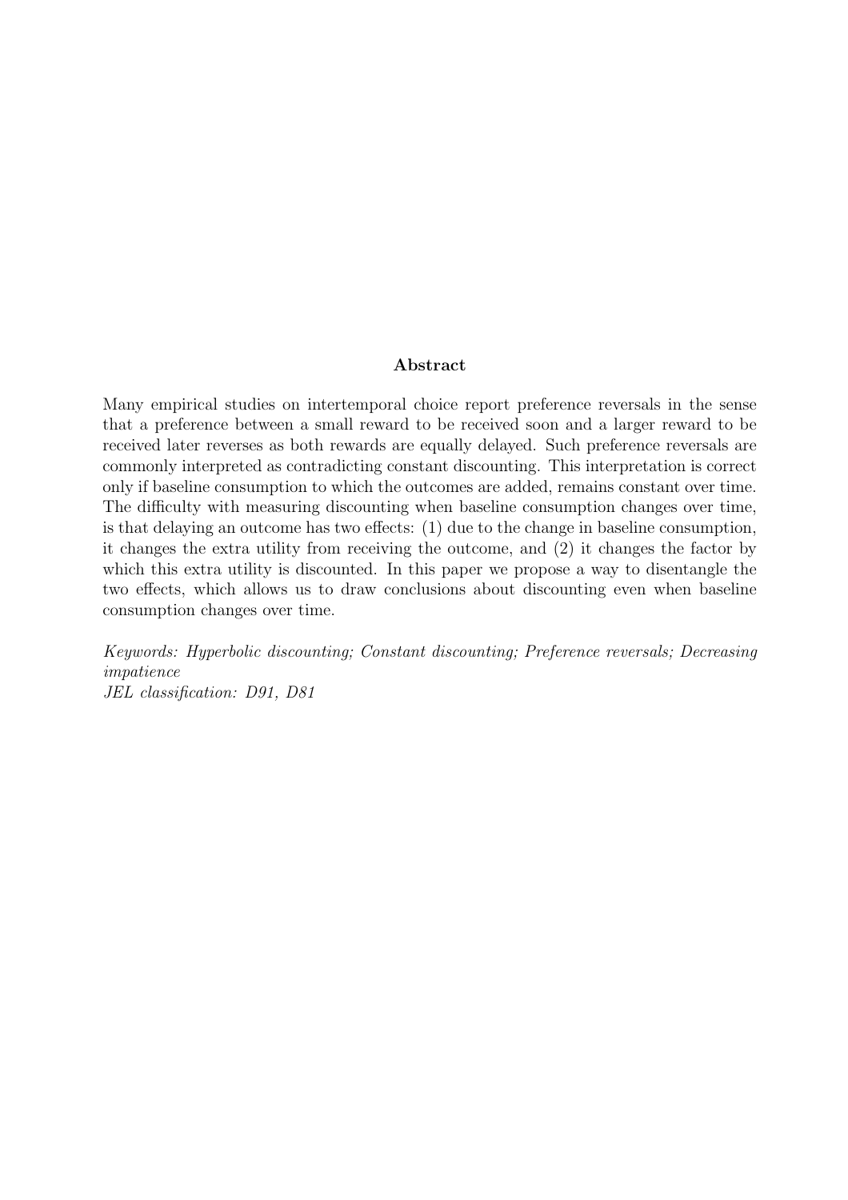## Abstract

Many empirical studies on intertemporal choice report preference reversals in the sense that a preference between a small reward to be received soon and a larger reward to be received later reverses as both rewards are equally delayed. Such preference reversals are commonly interpreted as contradicting constant discounting. This interpretation is correct only if baseline consumption to which the outcomes are added, remains constant over time. The difficulty with measuring discounting when baseline consumption changes over time, is that delaying an outcome has two effects: (1) due to the change in baseline consumption, it changes the extra utility from receiving the outcome, and (2) it changes the factor by which this extra utility is discounted. In this paper we propose a way to disentangle the two effects, which allows us to draw conclusions about discounting even when baseline consumption changes over time.

*Keywords: Hyperbolic discounting; Constant discounting; Preference reversals; Decreasing impatience*
*JEL classification: D91, D81*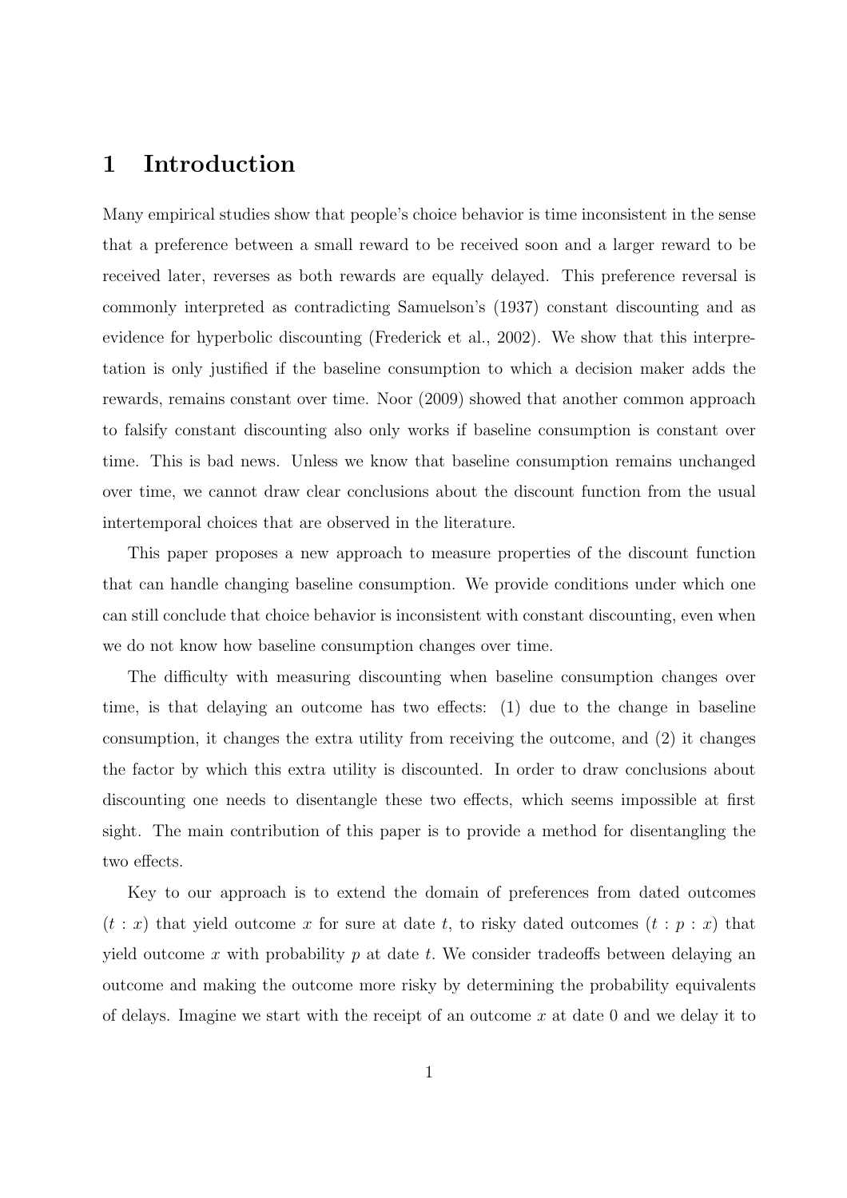# 1 Introduction

Many empirical studies show that people's choice behavior is time inconsistent in the sense that a preference between a small reward to be received soon and a larger reward to be received later, reverses as both rewards are equally delayed. This preference reversal is commonly interpreted as contradicting Samuelson's (1937) constant discounting and as evidence for hyperbolic discounting (Frederick et al., 2002). We show that this interpretation is only justified if the baseline consumption to which a decision maker adds the rewards, remains constant over time. Noor (2009) showed that another common approach to falsify constant discounting also only works if baseline consumption is constant over time. This is bad news. Unless we know that baseline consumption remains unchanged over time, we cannot draw clear conclusions about the discount function from the usual intertemporal choices that are observed in the literature.

This paper proposes a new approach to measure properties of the discount function that can handle changing baseline consumption. We provide conditions under which one can still conclude that choice behavior is inconsistent with constant discounting, even when we do not know how baseline consumption changes over time.

The difficulty with measuring discounting when baseline consumption changes over time, is that delaying an outcome has two effects: (1) due to the change in baseline consumption, it changes the extra utility from receiving the outcome, and (2) it changes the factor by which this extra utility is discounted. In order to draw conclusions about discounting one needs to disentangle these two effects, which seems impossible at first sight. The main contribution of this paper is to provide a method for disentangling the two effects.

Key to our approach is to extend the domain of preferences from dated outcomes $(t : x)$ that yield outcome $x$ for sure at date $t$, to risky dated outcomes $(t : p : x)$ that yield outcome $x$ with probability $p$ at date $t$. We consider tradeoffs between delaying an outcome and making the outcome more risky by determining the probability equivalents of delays. Imagine we start with the receipt of an outcome $x$ at date 0 and we delay it to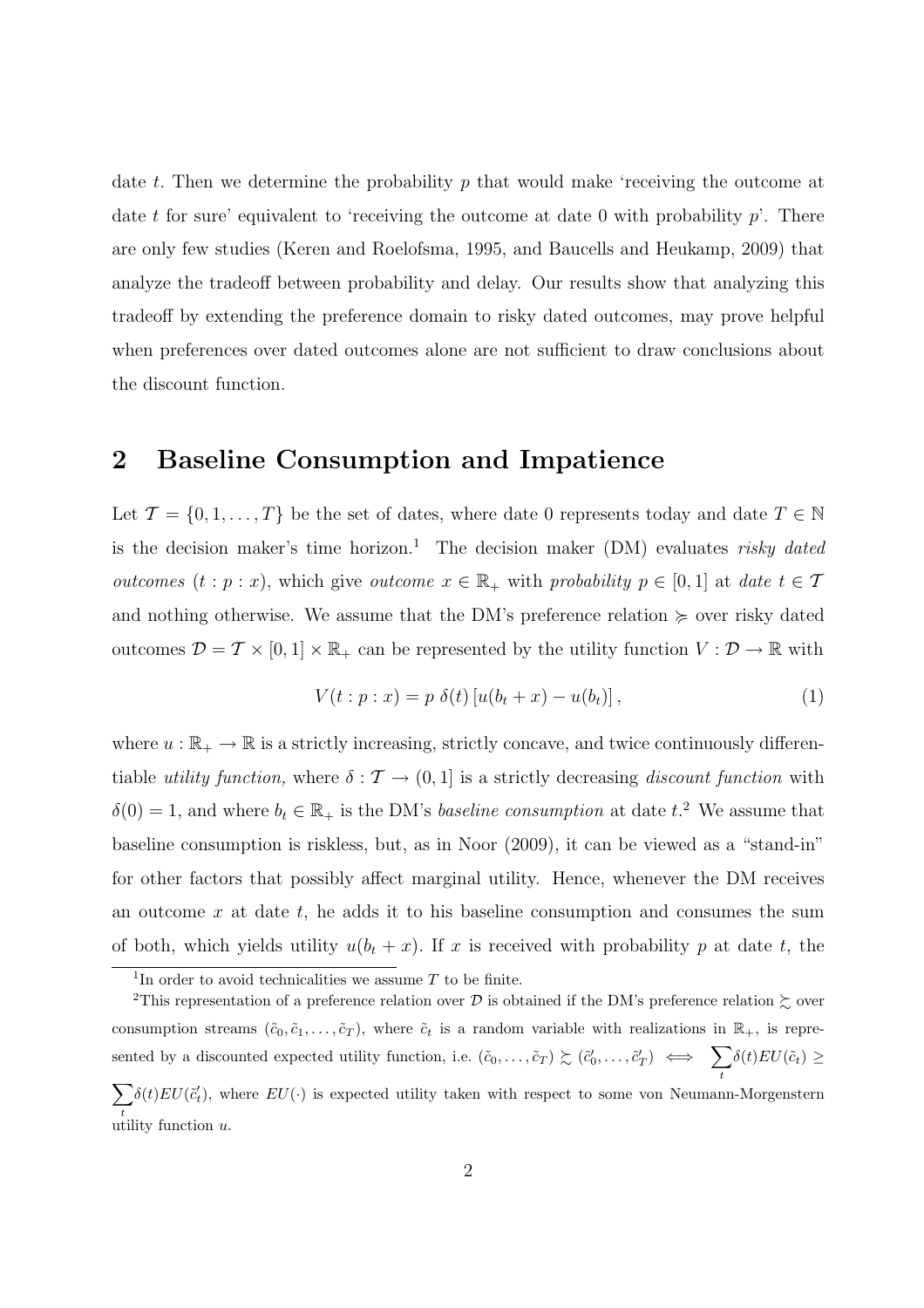date $t$. Then we determine the probability $p$ that would make 'receiving the outcome at date $t$ for sure' equivalent to 'receiving the outcome at date 0 with probability $p$'. There are only few studies (Keren and Roelofsma, 1995, and Baucells and Heukamp, 2009) that analyze the tradeoff between probability and delay. Our results show that analyzing this tradeoff by extending the preference domain to risky dated outcomes, may prove helpful when preferences over dated outcomes alone are not sufficient to draw conclusions about the discount function.

## 2 Baseline Consumption and Impatience

Let $\mathcal{T} = \{0, 1, \ldots, T\}$ be the set of dates, where date 0 represents today and date $T \in \mathbb{N}$ is the decision maker's time horizon.[1] The decision maker (DM) evaluates *risky dated outcomes* $(t : p : x)$, which give *outcome* $x \in \mathbb{R}_+$ with *probability* $p \in [0, 1]$ at *date* $t \in \mathcal{T}$ and nothing otherwise. We assume that the DM's preference relation $\succcurlyeq$ over risky dated outcomes $\mathcal{D} = \mathcal{T} \times [0, 1] \times \mathbb{R}_+$ can be represented by the utility function $V : \mathcal{D} \to \mathbb{R}$ with

$$V(t : p : x) = p\ \delta(t) \left[ u(b_t + x) - u(b_t) \right], \tag{1}$$

where $u : \mathbb{R}_+ \to \mathbb{R}$ is a strictly increasing, strictly concave, and twice continuously differentiable *utility function,* where $\delta : \mathcal{T} \to (0, 1]$ is a strictly decreasing *discount function* with $\delta(0) = 1$, and where $b_t \in \mathbb{R}_+$ is the DM's *baseline consumption* at date $t$.[2] We assume that baseline consumption is riskless, but, as in Noor (2009), it can be viewed as a "stand-in" for other factors that possibly affect marginal utility. Hence, whenever the DM receives an outcome $x$ at date $t$, he adds it to his baseline consumption and consumes the sum of both, which yields utility $u(b_t + x)$. If $x$ is received with probability $p$ at date $t$, the

[1] In order to avoid technicalities we assume $T$ to be finite.

[2] This representation of a preference relation over $\mathcal{D}$ is obtained if the DM's preference relation $\succsim$ over consumption streams $(\tilde{c}_0, \tilde{c}_1, \ldots, \tilde{c}_T)$, where $\tilde{c}_t$ is a random variable with realizations in $\mathbb{R}_+$, is represented by a discounted expected utility function, i.e. $(\tilde{c}_0, \ldots, \tilde{c}_T) \succsim (\tilde{c}'_0, \ldots, \tilde{c}'_T) \iff \sum_t \delta(t) EU(\tilde{c}_t) \geq \sum_t \delta(t) EU(\tilde{c}'_t)$, where $EU(\cdot)$ is expected utility taken with respect to some von Neumann-Morgenstern utility function $u$.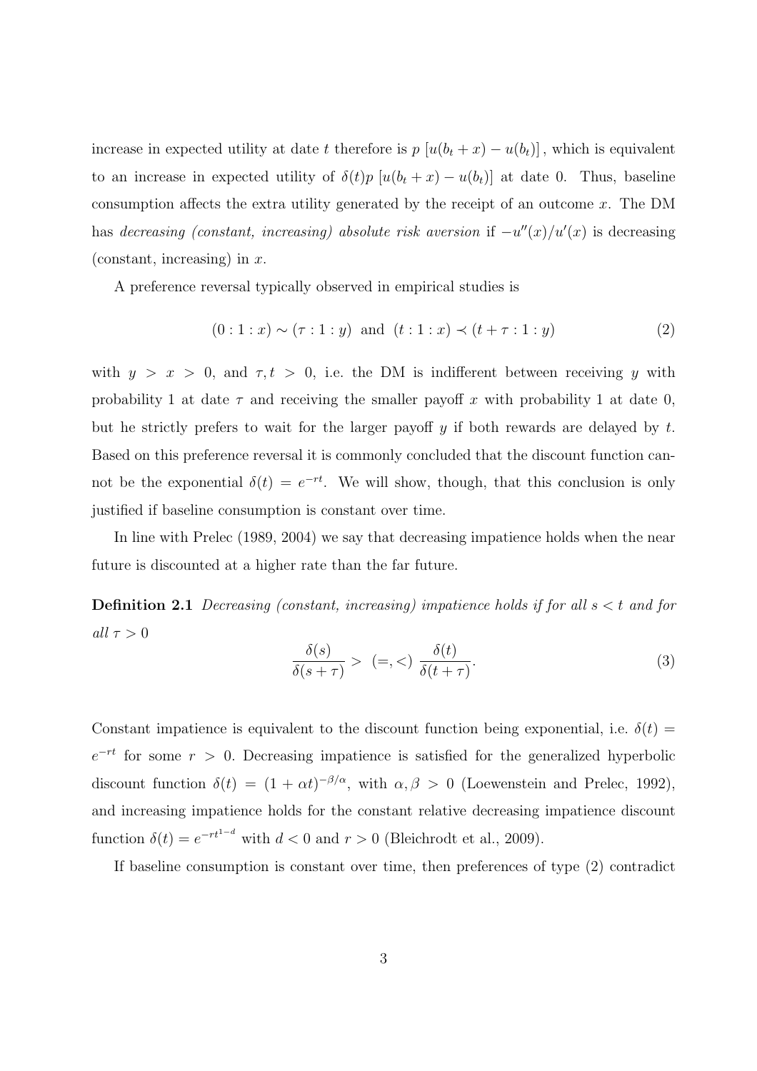increase in expected utility at date $t$ therefore is $p\,[u(b_t + x) - u(b_t)]$, which is equivalent to an increase in expected utility of $\delta(t)p\,[u(b_t + x) - u(b_t)]$ at date 0. Thus, baseline consumption affects the extra utility generated by the receipt of an outcome $x$. The DM has *decreasing (constant, increasing) absolute risk aversion* if $-u''(x)/u'(x)$ is decreasing (constant, increasing) in $x$.

A preference reversal typically observed in empirical studies is

$$(0 : 1 : x) \sim (\tau : 1 : y) \text{ and } (t : 1 : x) \prec (t + \tau : 1 : y) \tag{2}$$

with $y > x > 0$, and $\tau, t > 0$, i.e. the DM is indifferent between receiving $y$ with probability 1 at date $\tau$ and receiving the smaller payoff $x$ with probability 1 at date 0, but he strictly prefers to wait for the larger payoff $y$ if both rewards are delayed by $t$. Based on this preference reversal it is commonly concluded that the discount function cannot be the exponential $\delta(t) = e^{-rt}$. We will show, though, that this conclusion is only justified if baseline consumption is constant over time.

In line with Prelec (1989, 2004) we say that decreasing impatience holds when the near future is discounted at a higher rate than the far future.

**Definition 2.1** *Decreasing (constant, increasing) impatience holds if for all $s < t$ and for all $\tau > 0$*

$$\frac{\delta(s)}{\delta(s+\tau)} > \ (=, <)\ \frac{\delta(t)}{\delta(t+\tau)}. \tag{3}$$

Constant impatience is equivalent to the discount function being exponential, i.e. $\delta(t) = e^{-rt}$ for some $r > 0$. Decreasing impatience is satisfied for the generalized hyperbolic discount function $\delta(t) = (1 + \alpha t)^{-\beta/\alpha}$, with $\alpha, \beta > 0$ (Loewenstein and Prelec, 1992), and increasing impatience holds for the constant relative decreasing impatience discount function $\delta(t) = e^{-rt^{1-d}}$ with $d < 0$ and $r > 0$ (Bleichrodt et al., 2009).

If baseline consumption is constant over time, then preferences of type (2) contradict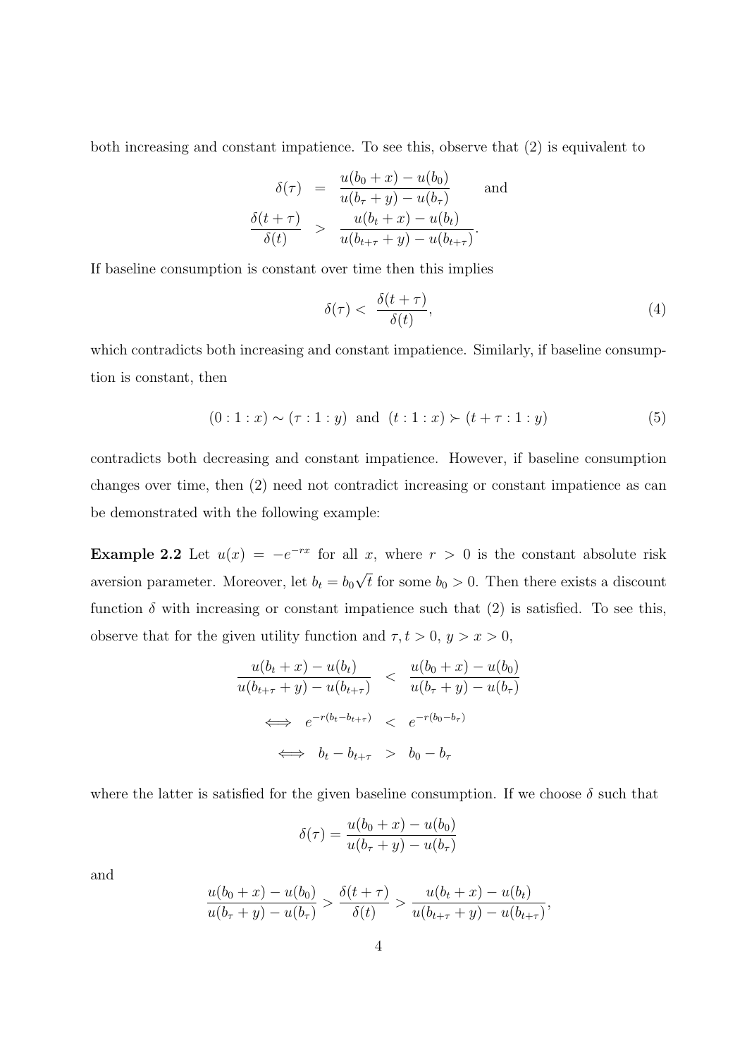both increasing and constant impatience. To see this, observe that (2) is equivalent to

$$\begin{aligned} \delta(\tau) &= \frac{u(b_0+x)-u(b_0)}{u(b_\tau+y)-u(b_\tau)} \qquad \text{and} \\ \frac{\delta(t+\tau)}{\delta(t)} &> \frac{u(b_t+x)-u(b_t)}{u(b_{t+\tau}+y)-u(b_{t+\tau})}. \end{aligned}$$

If baseline consumption is constant over time then this implies

$$\delta(\tau) < \frac{\delta(t+\tau)}{\delta(t)}, \tag{4}$$

which contradicts both increasing and constant impatience. Similarly, if baseline consumption is constant, then

$$(0:1:x) \sim (\tau:1:y) \text{ and } (t:1:x) \succ (t+\tau:1:y) \tag{5}$$

contradicts both decreasing and constant impatience. However, if baseline consumption changes over time, then (2) need not contradict increasing or constant impatience as can be demonstrated with the following example:

**Example 2.2** Let $u(x) = -e^{-rx}$ for all $x$, where $r > 0$ is the constant absolute risk aversion parameter. Moreover, let $b_t = b_0\sqrt{t}$ for some $b_0 > 0$. Then there exists a discount function $\delta$ with increasing or constant impatience such that (2) is satisfied. To see this, observe that for the given utility function and $\tau, t > 0$, $y > x > 0$,

$$\begin{aligned} \frac{u(b_t+x)-u(b_t)}{u(b_{t+\tau}+y)-u(b_{t+\tau})} &< \frac{u(b_0+x)-u(b_0)}{u(b_\tau+y)-u(b_\tau)} \\ \iff e^{-r(b_t-b_{t+\tau})} &< e^{-r(b_0-b_\tau)} \\ \iff b_t-b_{t+\tau} &> b_0-b_\tau \end{aligned}$$

where the latter is satisfied for the given baseline consumption. If we choose $\delta$ such that

$$\delta(\tau) = \frac{u(b_0+x)-u(b_0)}{u(b_\tau+y)-u(b_\tau)}$$

and

$$\frac{u(b_0+x)-u(b_0)}{u(b_\tau+y)-u(b_\tau)} > \frac{\delta(t+\tau)}{\delta(t)} > \frac{u(b_t+x)-u(b_t)}{u(b_{t+\tau}+y)-u(b_{t+\tau})},$$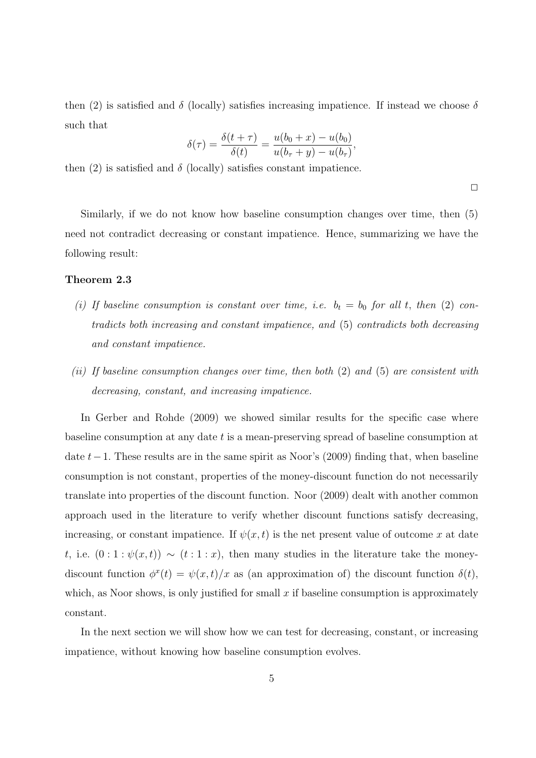then (2) is satisfied and $\delta$ (locally) satisfies increasing impatience. If instead we choose $\delta$ such that

$$\delta(\tau) = \frac{\delta(t+\tau)}{\delta(t)} = \frac{u(b_0 + x) - u(b_0)}{u(b_\tau + y) - u(b_\tau)},$$

then (2) is satisfied and $\delta$ (locally) satisfies constant impatience.

□

Similarly, if we do not know how baseline consumption changes over time, then (5) need not contradict decreasing or constant impatience. Hence, summarizing we have the following result:

**Theorem 2.3**

*(i) If baseline consumption is constant over time, i.e. $b_t = b_0$ for all $t$, then* (2) *contradicts both increasing and constant impatience, and* (5) *contradicts both decreasing and constant impatience.*

*(ii) If baseline consumption changes over time, then both* (2) *and* (5) *are consistent with decreasing, constant, and increasing impatience.*

In Gerber and Rohde (2009) we showed similar results for the specific case where baseline consumption at any date $t$ is a mean-preserving spread of baseline consumption at date $t-1$. These results are in the same spirit as Noor's (2009) finding that, when baseline consumption is not constant, properties of the money-discount function do not necessarily translate into properties of the discount function. Noor (2009) dealt with another common approach used in the literature to verify whether discount functions satisfy decreasing, increasing, or constant impatience. If $\psi(x,t)$ is the net present value of outcome $x$ at date $t$, i.e. $(0:1:\psi(x,t)) \sim (t:1:x)$, then many studies in the literature take the money-discount function $\phi^x(t) = \psi(x,t)/x$ as (an approximation of) the discount function $\delta(t)$, which, as Noor shows, is only justified for small $x$ if baseline consumption is approximately constant.

In the next section we will show how we can test for decreasing, constant, or increasing impatience, without knowing how baseline consumption evolves.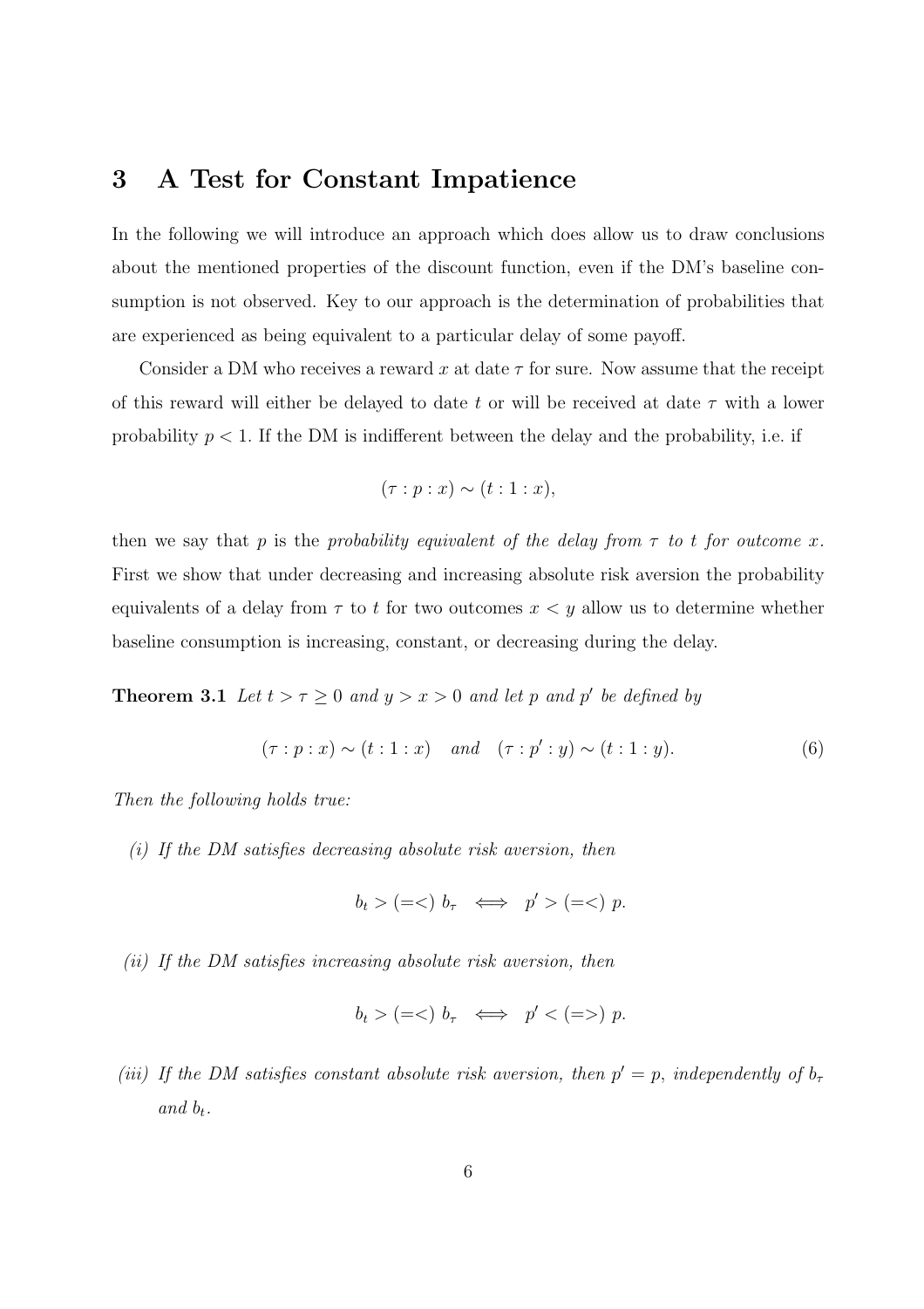# 3 A Test for Constant Impatience

In the following we will introduce an approach which does allow us to draw conclusions about the mentioned properties of the discount function, even if the DM's baseline consumption is not observed. Key to our approach is the determination of probabilities that are experienced as being equivalent to a particular delay of some payoff.

Consider a DM who receives a reward $x$ at date $\tau$ for sure. Now assume that the receipt of this reward will either be delayed to date $t$ or will be received at date $\tau$ with a lower probability $p < 1$. If the DM is indifferent between the delay and the probability, i.e. if

$$(\tau : p : x) \sim (t : 1 : x),$$

then we say that $p$ is the *probability equivalent of the delay from $\tau$ to $t$ for outcome $x$*. First we show that under decreasing and increasing absolute risk aversion the probability equivalents of a delay from $\tau$ to $t$ for two outcomes $x < y$ allow us to determine whether baseline consumption is increasing, constant, or decreasing during the delay.

**Theorem 3.1** *Let $t > \tau \geq 0$ and $y > x > 0$ and let $p$ and $p'$ be defined by*

$$(\tau : p : x) \sim (t : 1 : x) \quad \text{and} \quad (\tau : p' : y) \sim (t : 1 : y). \tag{6}$$

*Then the following holds true:*

*(i) If the DM satisfies decreasing absolute risk aversion, then*

$$b_t > (=<)\; b_\tau \iff p' > (=<)\; p.$$

*(ii) If the DM satisfies increasing absolute risk aversion, then*

$$b_t > (=<)\; b_\tau \iff p' < (=>)\; p.$$

*(iii) If the DM satisfies constant absolute risk aversion, then $p' = p$, independently of $b_\tau$ and $b_t$.*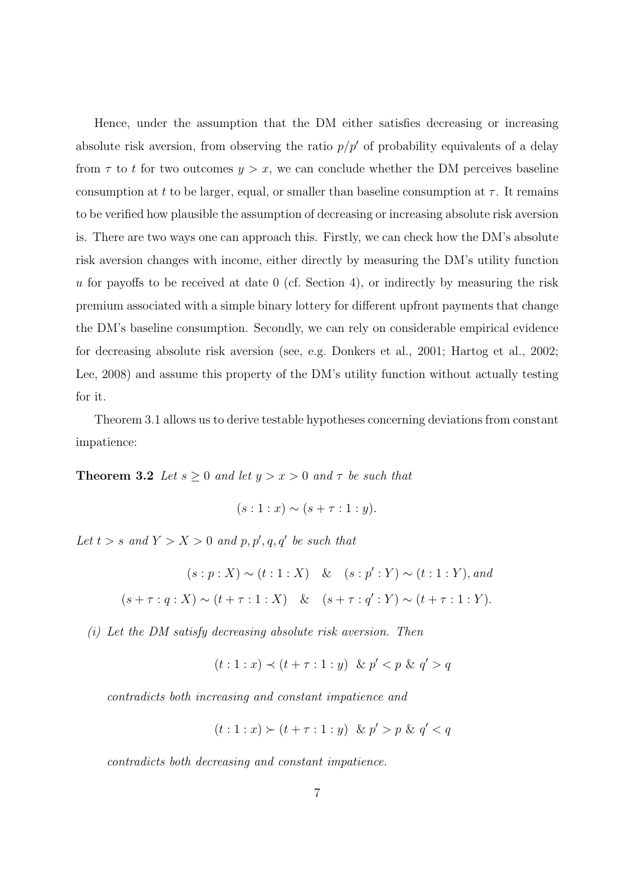Hence, under the assumption that the DM either satisfies decreasing or increasing absolute risk aversion, from observing the ratio $p/p'$ of probability equivalents of a delay from $\tau$ to $t$ for two outcomes $y > x$, we can conclude whether the DM perceives baseline consumption at $t$ to be larger, equal, or smaller than baseline consumption at $\tau$. It remains to be verified how plausible the assumption of decreasing or increasing absolute risk aversion is. There are two ways one can approach this. Firstly, we can check how the DM's absolute risk aversion changes with income, either directly by measuring the DM's utility function $u$ for payoffs to be received at date 0 (cf. Section 4), or indirectly by measuring the risk premium associated with a simple binary lottery for different upfront payments that change the DM's baseline consumption. Secondly, we can rely on considerable empirical evidence for decreasing absolute risk aversion (see, e.g. Donkers et al., 2001; Hartog et al., 2002; Lee, 2008) and assume this property of the DM's utility function without actually testing for it.

Theorem 3.1 allows us to derive testable hypotheses concerning deviations from constant impatience:

**Theorem 3.2** *Let $s \geq 0$ and let $y > x > 0$ and $\tau$ be such that*

$$(s : 1 : x) \sim (s + \tau : 1 : y).$$

*Let $t > s$ and $Y > X > 0$ and $p, p', q, q'$ be such that*

$$(s : p : X) \sim (t : 1 : X) \quad \& \quad (s : p' : Y) \sim (t : 1 : Y), \text{and}$$

$$(s + \tau : q : X) \sim (t + \tau : 1 : X) \quad \& \quad (s + \tau : q' : Y) \sim (t + \tau : 1 : Y).$$

*(i) Let the DM satisfy decreasing absolute risk aversion. Then*

$$(t : 1 : x) \prec (t + \tau : 1 : y) \ \ \& \ p' < p \ \& \ q' > q$$

*contradicts both increasing and constant impatience and*

$$(t : 1 : x) \succ (t + \tau : 1 : y) \ \ \& \ p' > p \ \& \ q' < q$$

*contradicts both decreasing and constant impatience.*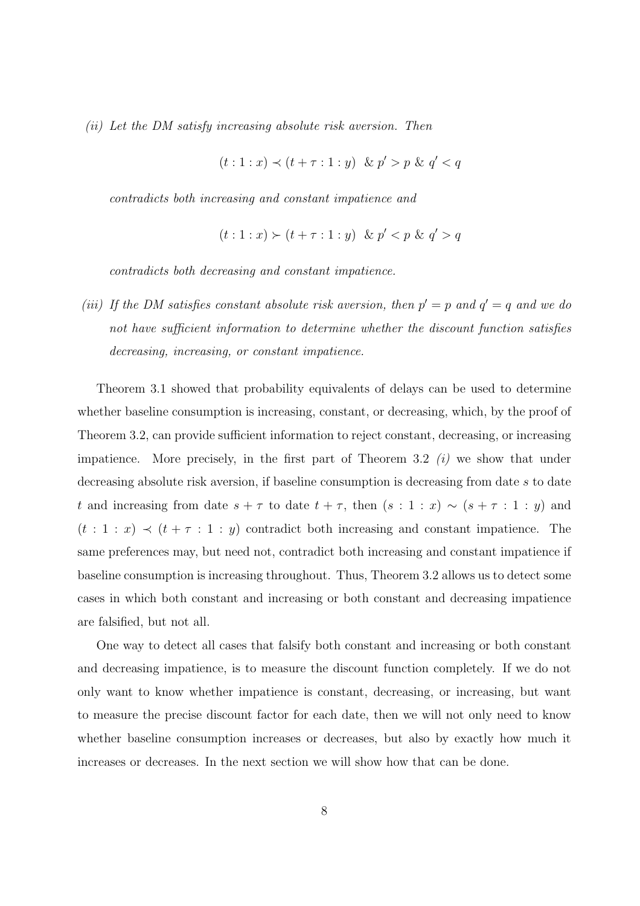*(ii) Let the DM satisfy increasing absolute risk aversion. Then*

$$(t : 1 : x) \prec (t + \tau : 1 : y) \;\; \& \; p' > p \; \& \; q' < q$$

*contradicts both increasing and constant impatience and*

$$(t : 1 : x) \succ (t + \tau : 1 : y) \;\; \& \; p' < p \; \& \; q' > q$$

*contradicts both decreasing and constant impatience.*

*(iii) If the DM satisfies constant absolute risk aversion, then $p' = p$ and $q' = q$ and we do not have sufficient information to determine whether the discount function satisfies decreasing, increasing, or constant impatience.*

Theorem 3.1 showed that probability equivalents of delays can be used to determine whether baseline consumption is increasing, constant, or decreasing, which, by the proof of Theorem 3.2, can provide sufficient information to reject constant, decreasing, or increasing impatience. More precisely, in the first part of Theorem 3.2 *(i)* we show that under decreasing absolute risk aversion, if baseline consumption is decreasing from date $s$ to date $t$ and increasing from date $s + \tau$ to date $t + \tau$, then $(s : 1 : x) \sim (s + \tau : 1 : y)$ and $(t : 1 : x) \prec (t + \tau : 1 : y)$ contradict both increasing and constant impatience. The same preferences may, but need not, contradict both increasing and constant impatience if baseline consumption is increasing throughout. Thus, Theorem 3.2 allows us to detect some cases in which both constant and increasing or both constant and decreasing impatience are falsified, but not all.

One way to detect all cases that falsify both constant and increasing or both constant and decreasing impatience, is to measure the discount function completely. If we do not only want to know whether impatience is constant, decreasing, or increasing, but want to measure the precise discount factor for each date, then we will not only need to know whether baseline consumption increases or decreases, but also by exactly how much it increases or decreases. In the next section we will show how that can be done.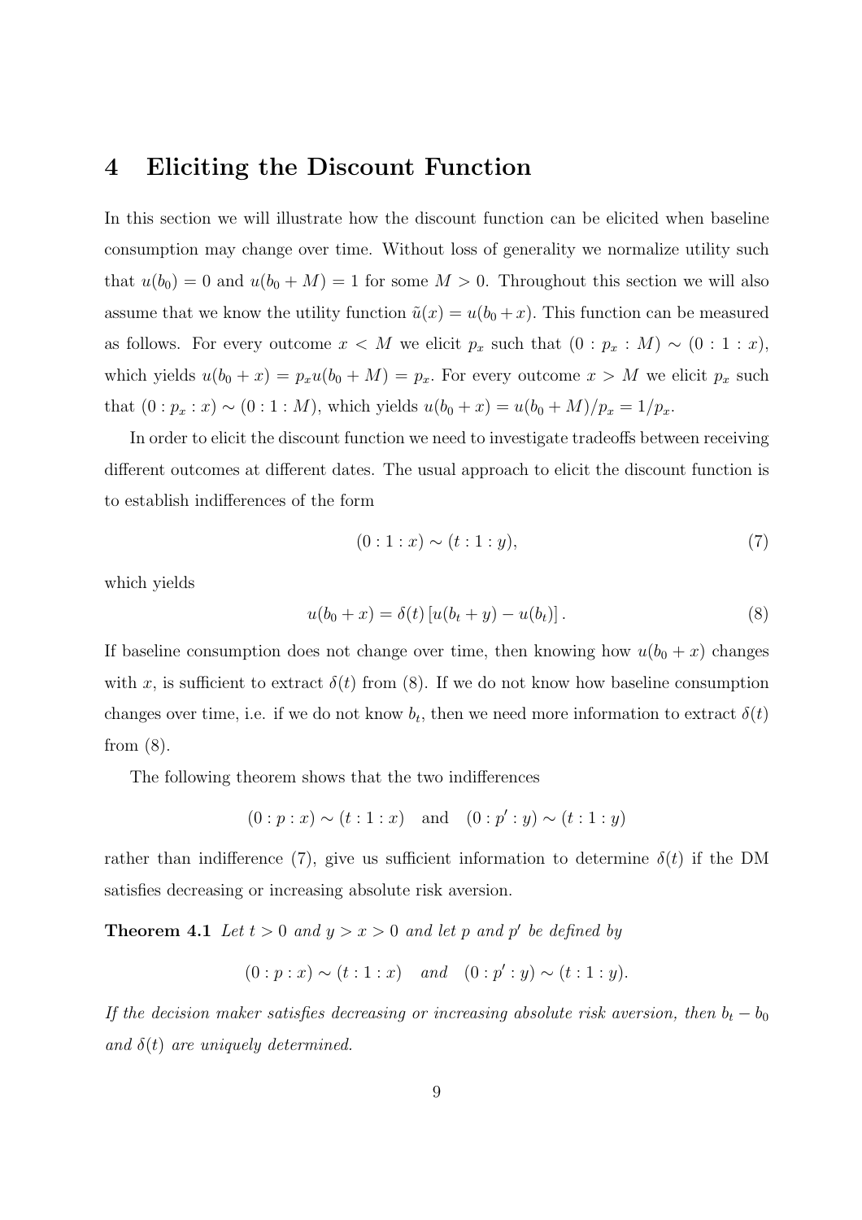# 4 Eliciting the Discount Function

In this section we will illustrate how the discount function can be elicited when baseline consumption may change over time. Without loss of generality we normalize utility such that $u(b_0) = 0$ and $u(b_0 + M) = 1$ for some $M > 0$. Throughout this section we will also assume that we know the utility function $\tilde{u}(x) = u(b_0 + x)$. This function can be measured as follows. For every outcome $x < M$ we elicit $p_x$ such that $(0 : p_x : M) \sim (0 : 1 : x)$, which yields $u(b_0 + x) = p_x u(b_0 + M) = p_x$. For every outcome $x > M$ we elicit $p_x$ such that $(0 : p_x : x) \sim (0 : 1 : M)$, which yields $u(b_0 + x) = u(b_0 + M)/p_x = 1/p_x$.

In order to elicit the discount function we need to investigate tradeoffs between receiving different outcomes at different dates. The usual approach to elicit the discount function is to establish indifferences of the form

$$(0 : 1 : x) \sim (t : 1 : y), \tag{7}$$

which yields

$$u(b_0 + x) = \delta(t) \left[ u(b_t + y) - u(b_t) \right]. \tag{8}$$

If baseline consumption does not change over time, then knowing how $u(b_0 + x)$ changes with $x$, is sufficient to extract $\delta(t)$ from (8). If we do not know how baseline consumption changes over time, i.e. if we do not know $b_t$, then we need more information to extract $\delta(t)$ from (8).

The following theorem shows that the two indifferences

$$(0 : p : x) \sim (t : 1 : x) \quad \text{and} \quad (0 : p' : y) \sim (t : 1 : y)$$

rather than indifference (7), give us sufficient information to determine $\delta(t)$ if the DM satisfies decreasing or increasing absolute risk aversion.

**Theorem 4.1** *Let $t > 0$ and $y > x > 0$ and let $p$ and $p'$ be defined by*

$$(0 : p : x) \sim (t : 1 : x) \quad \text{and} \quad (0 : p' : y) \sim (t : 1 : y).$$

*If the decision maker satisfies decreasing or increasing absolute risk aversion, then $b_t - b_0$ and $\delta(t)$ are uniquely determined.*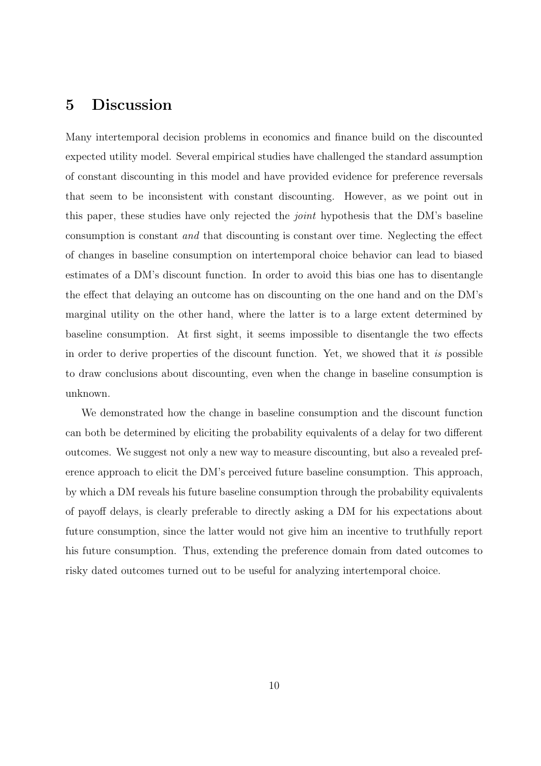## 5 Discussion

Many intertemporal decision problems in economics and finance build on the discounted expected utility model. Several empirical studies have challenged the standard assumption of constant discounting in this model and have provided evidence for preference reversals that seem to be inconsistent with constant discounting. However, as we point out in this paper, these studies have only rejected the *joint* hypothesis that the DM's baseline consumption is constant *and* that discounting is constant over time. Neglecting the effect of changes in baseline consumption on intertemporal choice behavior can lead to biased estimates of a DM's discount function. In order to avoid this bias one has to disentangle the effect that delaying an outcome has on discounting on the one hand and on the DM's marginal utility on the other hand, where the latter is to a large extent determined by baseline consumption. At first sight, it seems impossible to disentangle the two effects in order to derive properties of the discount function. Yet, we showed that it *is* possible to draw conclusions about discounting, even when the change in baseline consumption is unknown.

We demonstrated how the change in baseline consumption and the discount function can both be determined by eliciting the probability equivalents of a delay for two different outcomes. We suggest not only a new way to measure discounting, but also a revealed preference approach to elicit the DM's perceived future baseline consumption. This approach, by which a DM reveals his future baseline consumption through the probability equivalents of payoff delays, is clearly preferable to directly asking a DM for his expectations about future consumption, since the latter would not give him an incentive to truthfully report his future consumption. Thus, extending the preference domain from dated outcomes to risky dated outcomes turned out to be useful for analyzing intertemporal choice.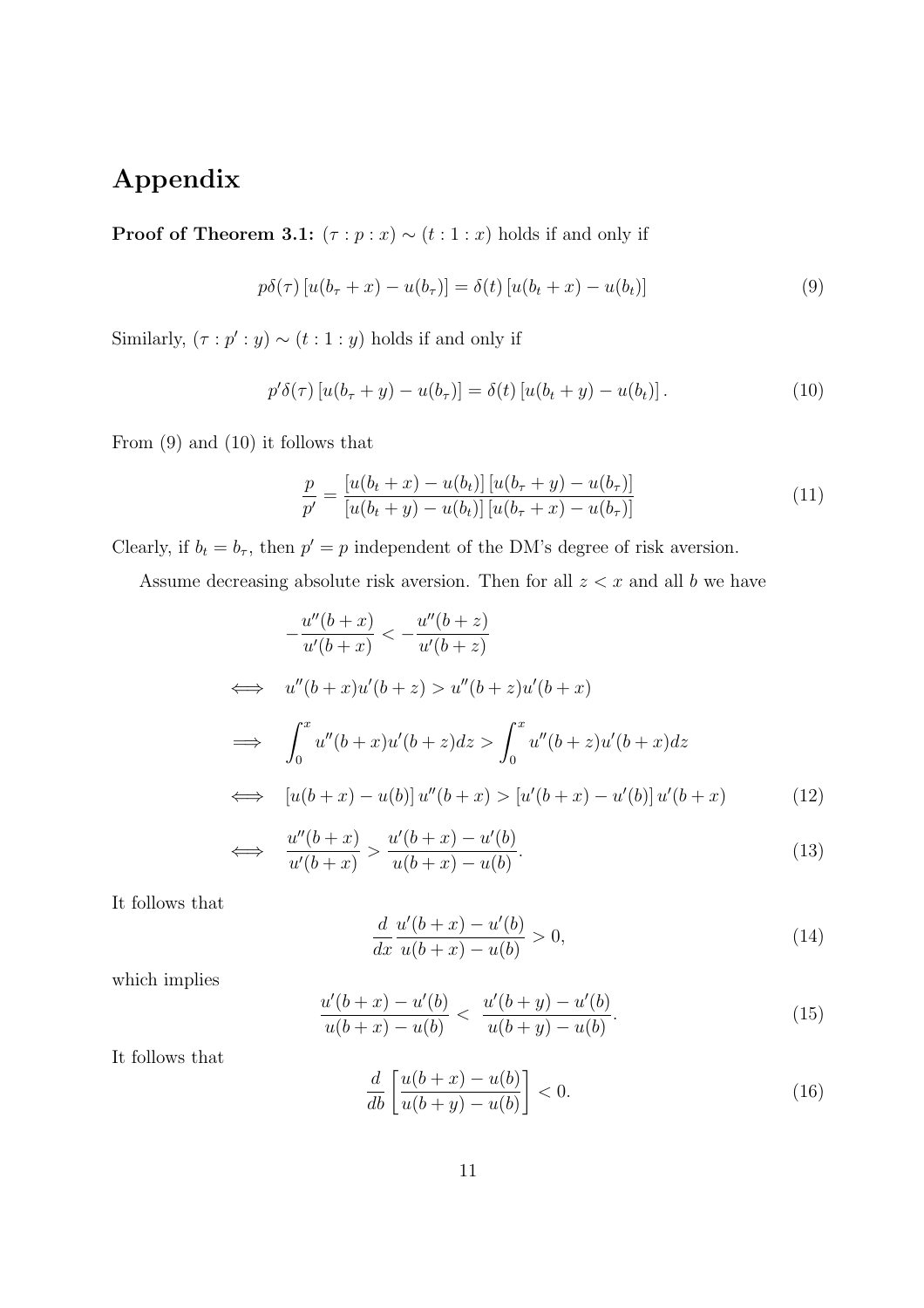# Appendix

**Proof of Theorem 3.1:** $(\tau : p : x) \sim (t : 1 : x)$ holds if and only if

$$p\delta(\tau)\left[u(b_\tau + x) - u(b_\tau)\right] = \delta(t)\left[u(b_t + x) - u(b_t)\right] \tag{9}$$

Similarly, $(\tau : p' : y) \sim (t : 1 : y)$ holds if and only if

$$p'\delta(\tau)\left[u(b_\tau + y) - u(b_\tau)\right] = \delta(t)\left[u(b_t + y) - u(b_t)\right]. \tag{10}$$

From (9) and (10) it follows that

$$\frac{p}{p'} = \frac{\left[u(b_t + x) - u(b_t)\right]\left[u(b_\tau + y) - u(b_\tau)\right]}{\left[u(b_t + y) - u(b_t)\right]\left[u(b_\tau + x) - u(b_\tau)\right]} \tag{11}$$

Clearly, if $b_t = b_\tau$, then $p' = p$ independent of the DM's degree of risk aversion.

Assume decreasing absolute risk aversion. Then for all $z < x$ and all $b$ we have

$$-\frac{u''(b+x)}{u'(b+x)} < -\frac{u''(b+z)}{u'(b+z)}$$

$$\iff \quad u''(b+x)u'(b+z) > u''(b+z)u'(b+x)$$

$$\implies \quad \int_0^x u''(b+x)u'(b+z)dz > \int_0^x u''(b+z)u'(b+x)dz$$

$$\iff \quad \left[u(b+x) - u(b)\right]u''(b+x) > \left[u'(b+x) - u'(b)\right]u'(b+x) \tag{12}$$

$$\iff \quad \frac{u''(b+x)}{u'(b+x)} > \frac{u'(b+x) - u'(b)}{u(b+x) - u(b)}. \tag{13}$$

It follows that

$$\frac{d}{dx}\frac{u'(b+x) - u'(b)}{u(b+x) - u(b)} > 0, \tag{14}$$

which implies

$$\frac{u'(b+x) - u'(b)}{u(b+x) - u(b)} < \frac{u'(b+y) - u'(b)}{u(b+y) - u(b)}. \tag{15}$$

It follows that

$$\frac{d}{db}\left[\frac{u(b+x) - u(b)}{u(b+y) - u(b)}\right] < 0. \tag{16}$$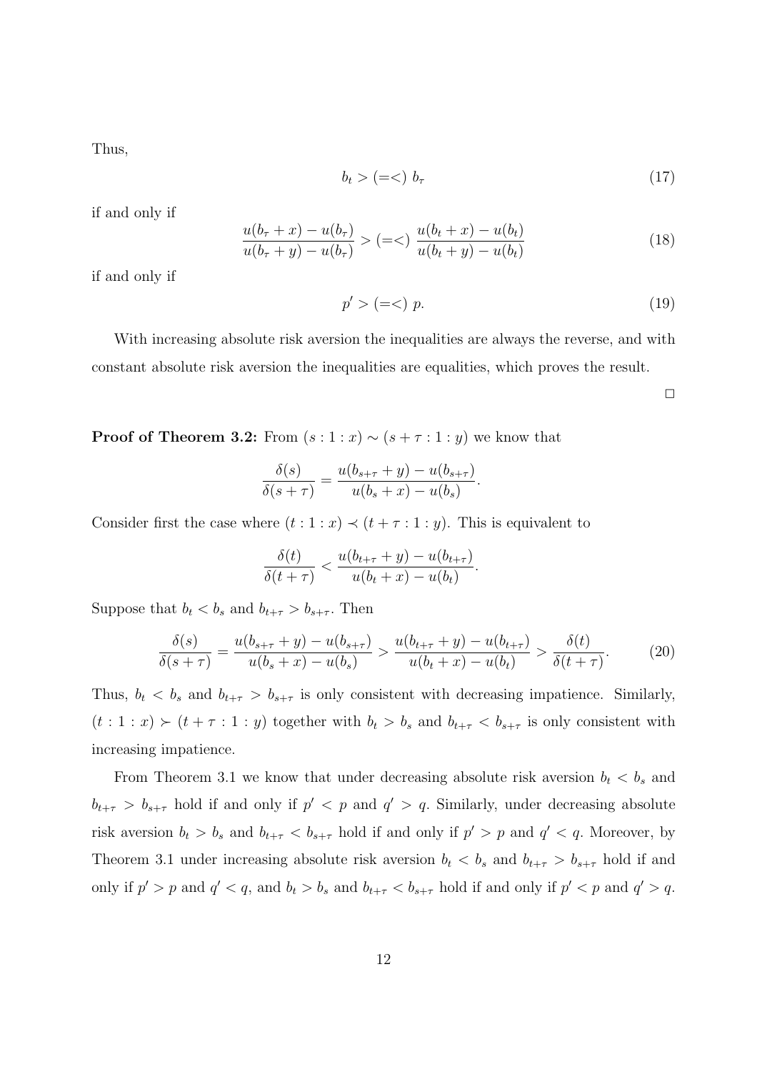Thus,

$$b_t > (=<)\ b_\tau \tag{17}$$

if and only if

$$\frac{u(b_\tau + x) - u(b_\tau)}{u(b_\tau + y) - u(b_\tau)} > (=<)\ \frac{u(b_t + x) - u(b_t)}{u(b_t + y) - u(b_t)} \tag{18}$$

if and only if

$$p' > (=<)\ p. \tag{19}$$

With increasing absolute risk aversion the inequalities are always the reverse, and with constant absolute risk aversion the inequalities are equalities, which proves the result.

□

**Proof of Theorem 3.2:** From $(s : 1 : x) \sim (s + \tau : 1 : y)$ we know that

$$\frac{\delta(s)}{\delta(s+\tau)} = \frac{u(b_{s+\tau} + y) - u(b_{s+\tau})}{u(b_s + x) - u(b_s)}.$$

Consider first the case where $(t : 1 : x) \prec (t + \tau : 1 : y)$. This is equivalent to

$$\frac{\delta(t)}{\delta(t+\tau)} < \frac{u(b_{t+\tau} + y) - u(b_{t+\tau})}{u(b_t + x) - u(b_t)}.$$

Suppose that $b_t < b_s$ and $b_{t+\tau} > b_{s+\tau}$. Then

$$\frac{\delta(s)}{\delta(s+\tau)} = \frac{u(b_{s+\tau} + y) - u(b_{s+\tau})}{u(b_s + x) - u(b_s)} > \frac{u(b_{t+\tau} + y) - u(b_{t+\tau})}{u(b_t + x) - u(b_t)} > \frac{\delta(t)}{\delta(t+\tau)}. \tag{20}$$

Thus, $b_t < b_s$ and $b_{t+\tau} > b_{s+\tau}$ is only consistent with decreasing impatience. Similarly, $(t : 1 : x) \succ (t + \tau : 1 : y)$ together with $b_t > b_s$ and $b_{t+\tau} < b_{s+\tau}$ is only consistent with increasing impatience.

From Theorem 3.1 we know that under decreasing absolute risk aversion $b_t < b_s$ and $b_{t+\tau} > b_{s+\tau}$ hold if and only if $p' < p$ and $q' > q$. Similarly, under decreasing absolute risk aversion $b_t > b_s$ and $b_{t+\tau} < b_{s+\tau}$ hold if and only if $p' > p$ and $q' < q$. Moreover, by Theorem 3.1 under increasing absolute risk aversion $b_t < b_s$ and $b_{t+\tau} > b_{s+\tau}$ hold if and only if $p' > p$ and $q' < q$, and $b_t > b_s$ and $b_{t+\tau} < b_{s+\tau}$ hold if and only if $p' < p$ and $q' > q$.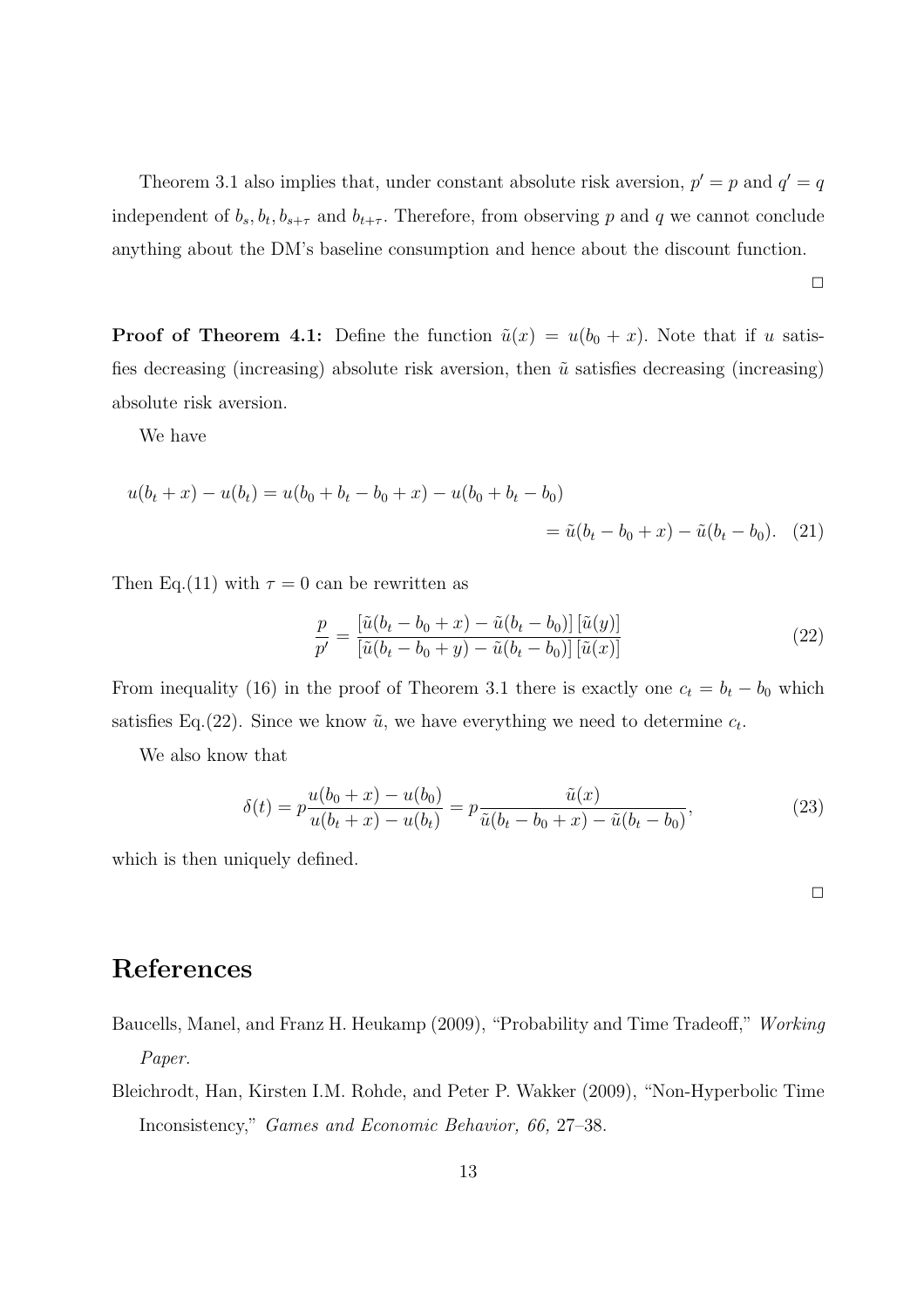Theorem 3.1 also implies that, under constant absolute risk aversion, $p' = p$ and $q' = q$ independent of $b_s, b_t, b_{s+\tau}$ and $b_{t+\tau}$. Therefore, from observing $p$ and $q$ we cannot conclude anything about the DM's baseline consumption and hence about the discount function.

□

**Proof of Theorem 4.1:** Define the function $\tilde{u}(x) = u(b_0 + x)$. Note that if $u$ satisfies decreasing (increasing) absolute risk aversion, then $\tilde{u}$ satisfies decreasing (increasing) absolute risk aversion.

We have

$$\begin{aligned} u(b_t + x) - u(b_t) &= u(b_0 + b_t - b_0 + x) - u(b_0 + b_t - b_0) \\ &= \tilde{u}(b_t - b_0 + x) - \tilde{u}(b_t - b_0). \quad (21) \end{aligned}$$

Then Eq.(11) with $\tau = 0$ can be rewritten as

$$\frac{p}{p'} = \frac{[\tilde{u}(b_t - b_0 + x) - \tilde{u}(b_t - b_0)]\,[\tilde{u}(y)]}{[\tilde{u}(b_t - b_0 + y) - \tilde{u}(b_t - b_0)]\,[\tilde{u}(x)]} \tag{22}$$

From inequality (16) in the proof of Theorem 3.1 there is exactly one $c_t = b_t - b_0$ which satisfies Eq.(22). Since we know $\tilde{u}$, we have everything we need to determine $c_t$.

We also know that

$$\delta(t) = p\frac{u(b_0 + x) - u(b_0)}{u(b_t + x) - u(b_t)} = p\frac{\tilde{u}(x)}{\tilde{u}(b_t - b_0 + x) - \tilde{u}(b_t - b_0)}, \tag{23}$$

which is then uniquely defined.

□

# References

Baucells, Manel, and Franz H. Heukamp (2009), "Probability and Time Tradeoff," *Working Paper.*

Bleichrodt, Han, Kirsten I.M. Rohde, and Peter P. Wakker (2009), "Non-Hyperbolic Time Inconsistency," *Games and Economic Behavior, 66,* 27–38.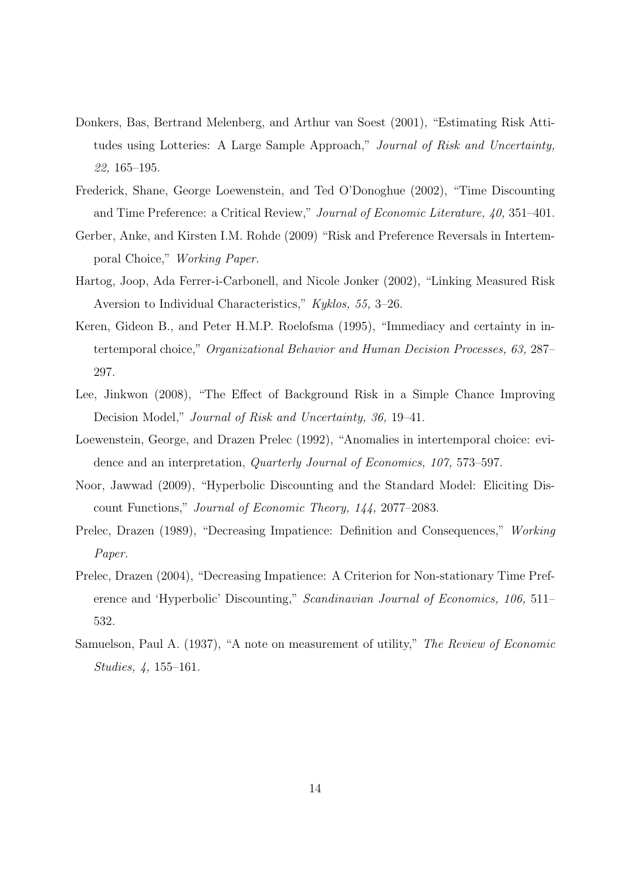Donkers, Bas, Bertrand Melenberg, and Arthur van Soest (2001), "Estimating Risk Attitudes using Lotteries: A Large Sample Approach," *Journal of Risk and Uncertainty, 22,* 165–195.

Frederick, Shane, George Loewenstein, and Ted O'Donoghue (2002), "Time Discounting and Time Preference: a Critical Review," *Journal of Economic Literature, 40,* 351–401.

Gerber, Anke, and Kirsten I.M. Rohde (2009) "Risk and Preference Reversals in Intertemporal Choice," *Working Paper.*

Hartog, Joop, Ada Ferrer-i-Carbonell, and Nicole Jonker (2002), "Linking Measured Risk Aversion to Individual Characteristics," *Kyklos, 55,* 3–26.

Keren, Gideon B., and Peter H.M.P. Roelofsma (1995), "Immediacy and certainty in intertemporal choice," *Organizational Behavior and Human Decision Processes, 63,* 287–297.

Lee, Jinkwon (2008), "The Effect of Background Risk in a Simple Chance Improving Decision Model," *Journal of Risk and Uncertainty, 36,* 19–41.

Loewenstein, George, and Drazen Prelec (1992), "Anomalies in intertemporal choice: evidence and an interpretation, *Quarterly Journal of Economics, 107,* 573–597.

Noor, Jawwad (2009), "Hyperbolic Discounting and the Standard Model: Eliciting Discount Functions," *Journal of Economic Theory, 144,* 2077–2083.

Prelec, Drazen (1989), "Decreasing Impatience: Definition and Consequences," *Working Paper.*

Prelec, Drazen (2004), "Decreasing Impatience: A Criterion for Non-stationary Time Preference and 'Hyperbolic' Discounting," *Scandinavian Journal of Economics, 106,* 511–532.

Samuelson, Paul A. (1937), "A note on measurement of utility," *The Review of Economic Studies, 4,* 155–161.